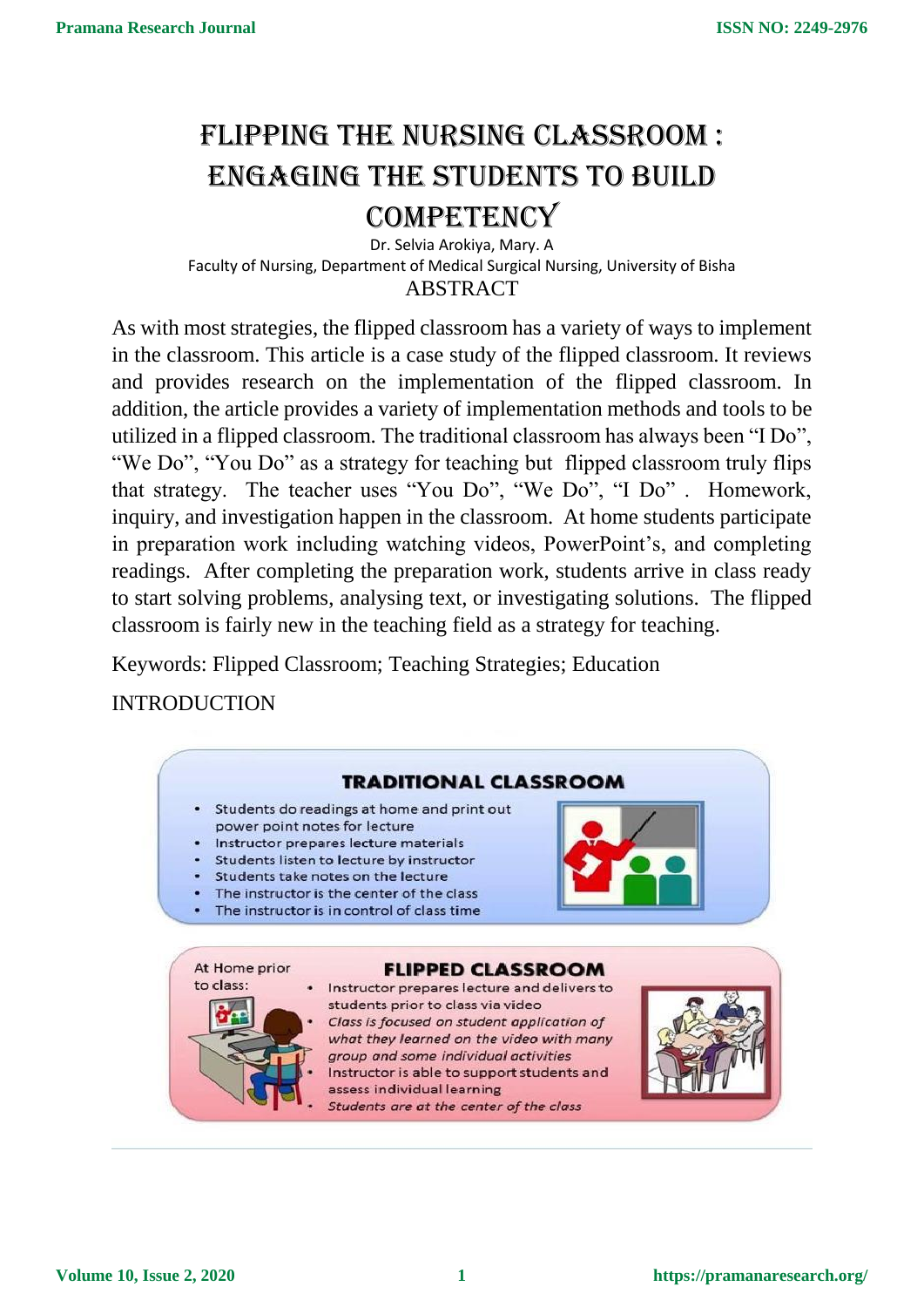# FLIPPING THE NURSING CLASSROOM : ENGAGING THE STUDENTS TO BUILD COMPETENCY

Dr. Selvia Arokiya, Mary. A

Faculty of Nursing, Department of Medical Surgical Nursing, University of Bisha

## ABSTRACT

As with most strategies, the flipped classroom has a variety of ways to implement in the classroom. This article is a case study of the flipped classroom. It reviews and provides research on the implementation of the flipped classroom. In addition, the article provides a variety of implementation methods and tools to be utilized in a flipped classroom. The traditional classroom has always been "I Do", "We Do", "You Do" as a strategy for teaching but flipped classroom truly flips that strategy. The teacher uses "You Do", "We Do", "I Do" . Homework, inquiry, and investigation happen in the classroom. At home students participate in preparation work including watching videos, PowerPoint's, and completing readings. After completing the preparation work, students arrive in class ready to start solving problems, analysing text, or investigating solutions. The flipped classroom is fairly new in the teaching field as a strategy for teaching.

Keywords: Flipped Classroom; Teaching Strategies; Education

## INTRODUCTION

**TRADITIONAL CLASSROOM**

- Students do readings at home and print out power point notes for lecture
- Instructor prepares lecture materials
- Students listen to lecture by instructor
- Students take notes on the lecture
- The instructor is the center of the class
- The instructor is in control of class time

**FLIPPED CLASSROOM**

At Home prior to class:

- Instructor prepares lecture and delivers to students prior to class via video
- *Class is focused on student application of what they learned on the video with many group and some individual activities*
- Instructor is able to support students and assess individual learning
- *Students are at the center of the class*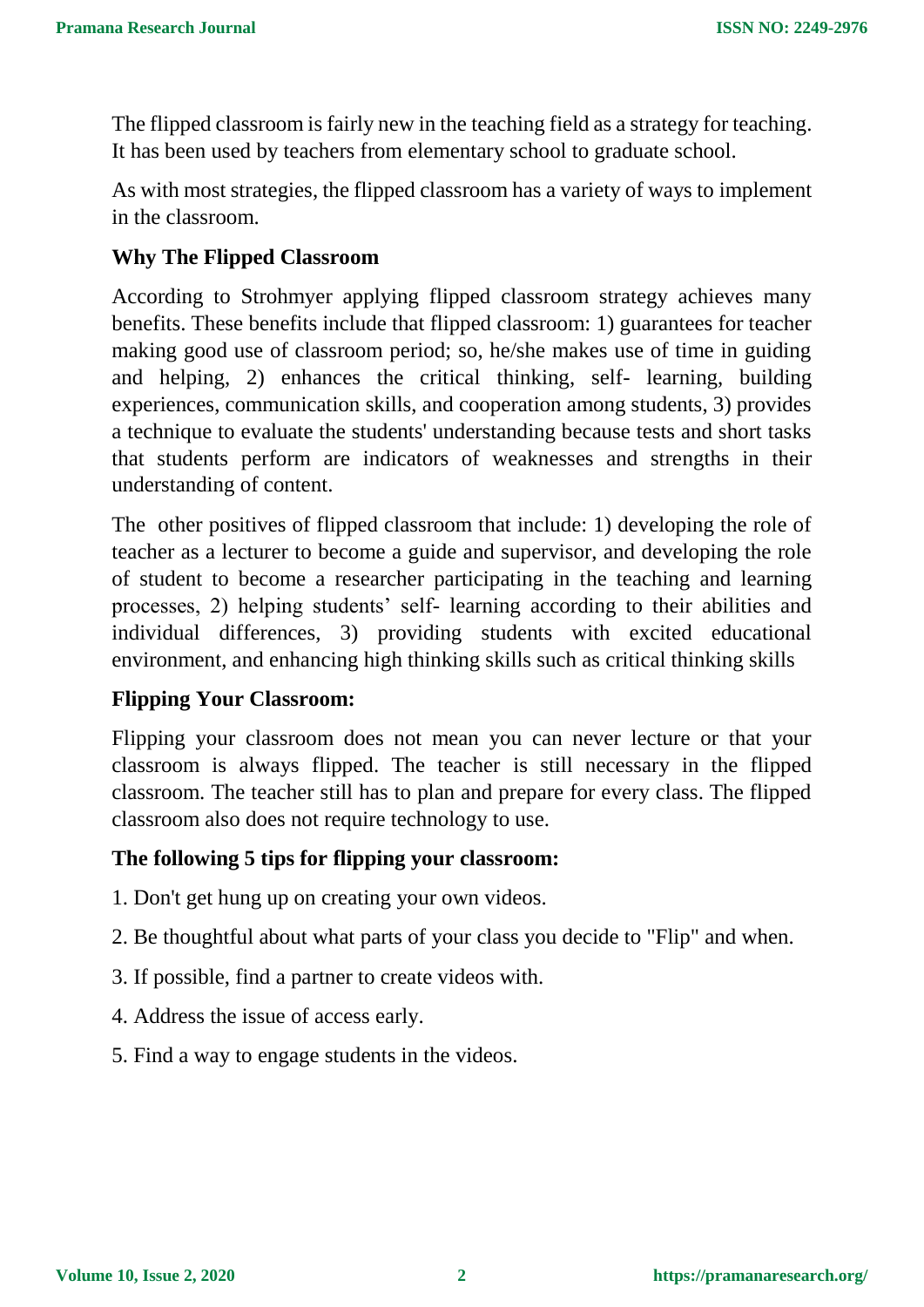The flipped classroom is fairly new in the teaching field as a strategy for teaching. It has been used by teachers from elementary school to graduate school.

As with most strategies, the flipped classroom has a variety of ways to implement in the classroom.

## Why The Flipped Classroom

According to Strohmyer applying flipped classroom strategy achieves many benefits. These benefits include that flipped classroom: 1) guarantees for teacher making good use of classroom period; so, he/she makes use of time in guiding and helping, 2) enhances the critical thinking, self- learning, building experiences, communication skills, and cooperation among students, 3) provides a technique to evaluate the students' understanding because tests and short tasks that students perform are indicators of weaknesses and strengths in their understanding of content.

The other positives of flipped classroom that include: 1) developing the role of teacher as a lecturer to become a guide and supervisor, and developing the role of student to become a researcher participating in the teaching and learning processes, 2) helping students' self- learning according to their abilities and individual differences, 3) providing students with excited educational environment, and enhancing high thinking skills such as critical thinking skills

## Flipping Your Classroom:

Flipping your classroom does not mean you can never lecture or that your classroom is always flipped. The teacher is still necessary in the flipped classroom. The teacher still has to plan and prepare for every class. The flipped classroom also does not require technology to use.

## The following 5 tips for flipping your classroom:

1. Don't get hung up on creating your own videos.
2. Be thoughtful about what parts of your class you decide to "Flip" and when.
3. If possible, find a partner to create videos with.
4. Address the issue of access early.
5. Find a way to engage students in the videos.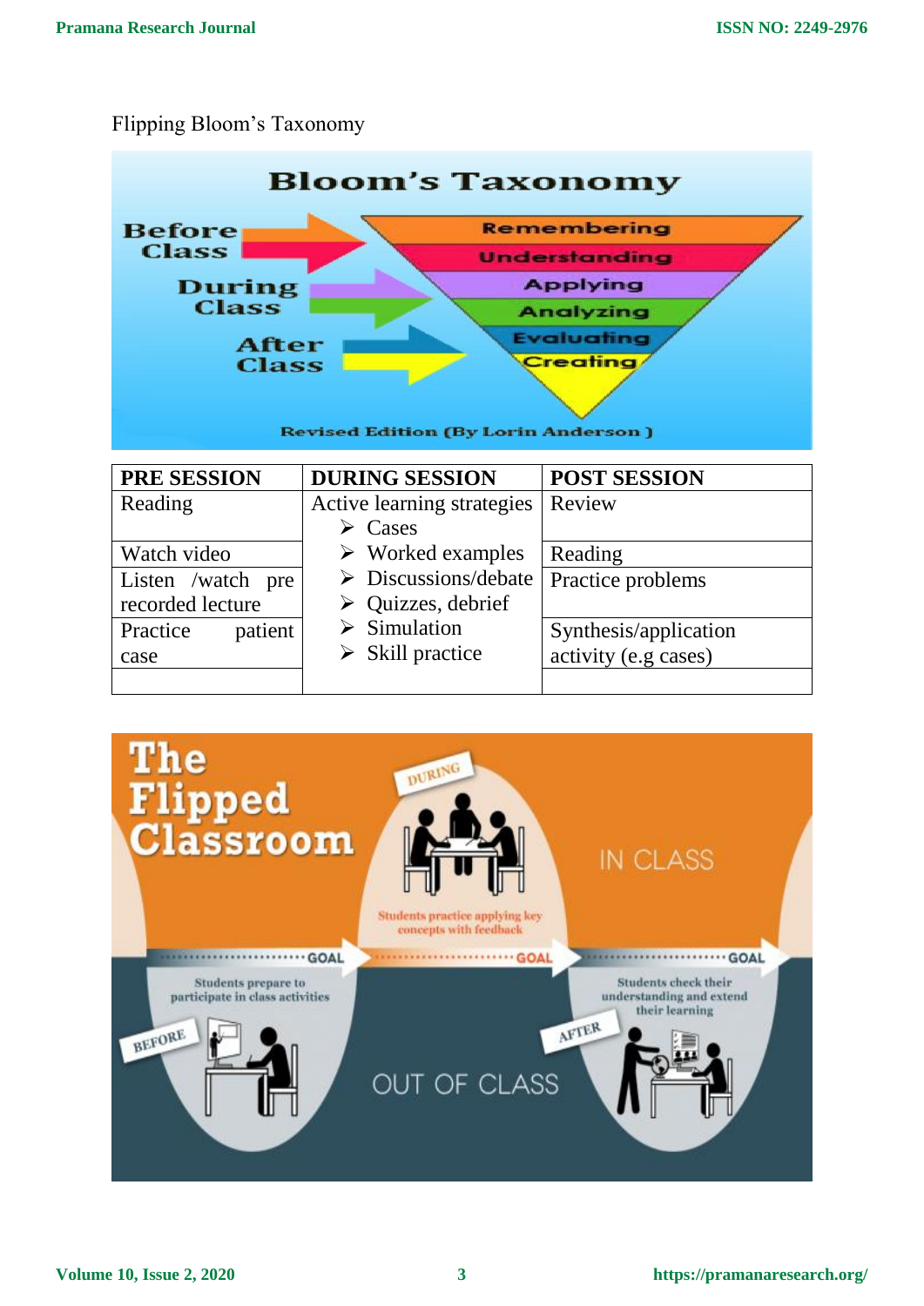Flipping Bloom's Taxonomy

| PRE SESSION | DURING SESSION | POST SESSION |
|---|---|---|
| Reading | Active learning strategies<br>➢ Cases<br>➢ Worked examples<br>➢ Discussions/debate<br>➢ Quizzes, debrief<br>➢ Simulation<br>➢ Skill practice | Review |
| Watch video | | Reading |
| Listen /watch pre recorded lecture | | Practice problems |
| Practice patient case | | Synthesis/application activity (e.g cases) |
| | | |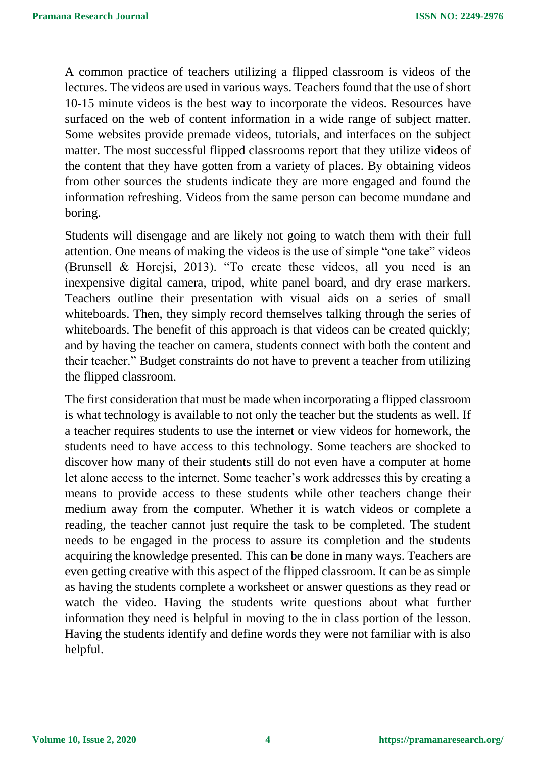A common practice of teachers utilizing a flipped classroom is videos of the lectures. The videos are used in various ways. Teachers found that the use of short 10-15 minute videos is the best way to incorporate the videos. Resources have surfaced on the web of content information in a wide range of subject matter. Some websites provide premade videos, tutorials, and interfaces on the subject matter. The most successful flipped classrooms report that they utilize videos of the content that they have gotten from a variety of places. By obtaining videos from other sources the students indicate they are more engaged and found the information refreshing. Videos from the same person can become mundane and boring.

Students will disengage and are likely not going to watch them with their full attention. One means of making the videos is the use of simple "one take" videos (Brunsell & Horejsi, 2013). "To create these videos, all you need is an inexpensive digital camera, tripod, white panel board, and dry erase markers. Teachers outline their presentation with visual aids on a series of small whiteboards. Then, they simply record themselves talking through the series of whiteboards. The benefit of this approach is that videos can be created quickly; and by having the teacher on camera, students connect with both the content and their teacher." Budget constraints do not have to prevent a teacher from utilizing the flipped classroom.

The first consideration that must be made when incorporating a flipped classroom is what technology is available to not only the teacher but the students as well. If a teacher requires students to use the internet or view videos for homework, the students need to have access to this technology. Some teachers are shocked to discover how many of their students still do not even have a computer at home let alone access to the internet. Some teacher's work addresses this by creating a means to provide access to these students while other teachers change their medium away from the computer. Whether it is watch videos or complete a reading, the teacher cannot just require the task to be completed. The student needs to be engaged in the process to assure its completion and the students acquiring the knowledge presented. This can be done in many ways. Teachers are even getting creative with this aspect of the flipped classroom. It can be as simple as having the students complete a worksheet or answer questions as they read or watch the video. Having the students write questions about what further information they need is helpful in moving to the in class portion of the lesson. Having the students identify and define words they were not familiar with is also helpful.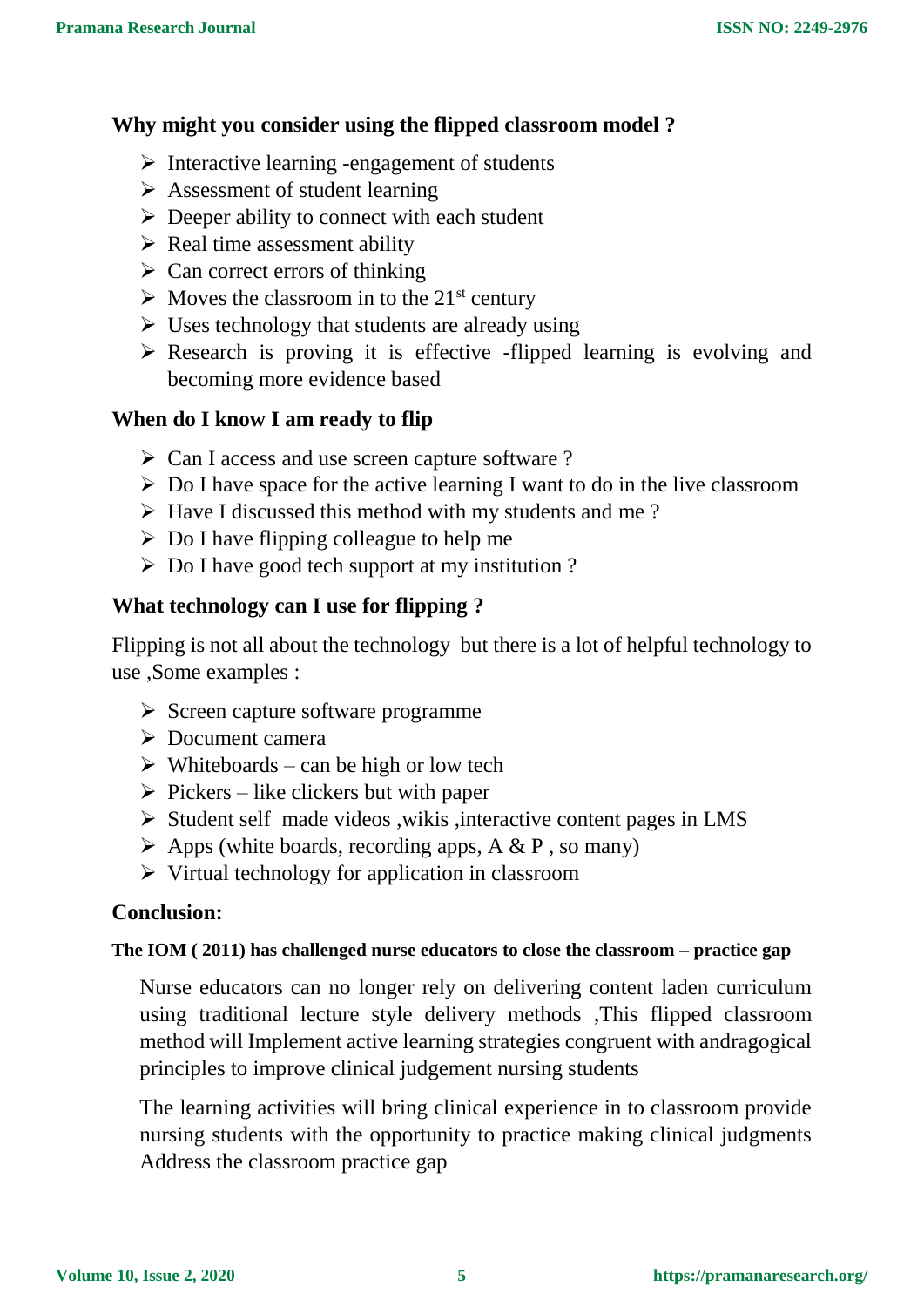### Why might you consider using the flipped classroom model ?

- Interactive learning -engagement of students
- Assessment of student learning
- Deeper ability to connect with each student
- Real time assessment ability
- Can correct errors of thinking
- Moves the classroom in to the 21st century
- Uses technology that students are already using
- Research is proving it is effective -flipped learning is evolving and becoming more evidence based

### When do I know I am ready to flip

- Can I access and use screen capture software ?
- Do I have space for the active learning I want to do in the live classroom
- Have I discussed this method with my students and me ?
- Do I have flipping colleague to help me
- Do I have good tech support at my institution ?

### What technology can I use for flipping ?

Flipping is not all about the technology but there is a lot of helpful technology to use ,Some examples :

- Screen capture software programme
- Document camera
- Whiteboards – can be high or low tech
- Pickers – like clickers but with paper
- Student self made videos ,wikis ,interactive content pages in LMS
- Apps (white boards, recording apps, A & P , so many)
- Virtual technology for application in classroom

### Conclusion:

**The IOM ( 2011) has challenged nurse educators to close the classroom – practice gap**

Nurse educators can no longer rely on delivering content laden curriculum using traditional lecture style delivery methods ,This flipped classroom method will Implement active learning strategies congruent with andragogical principles to improve clinical judgement nursing students

The learning activities will bring clinical experience in to classroom provide nursing students with the opportunity to practice making clinical judgments Address the classroom practice gap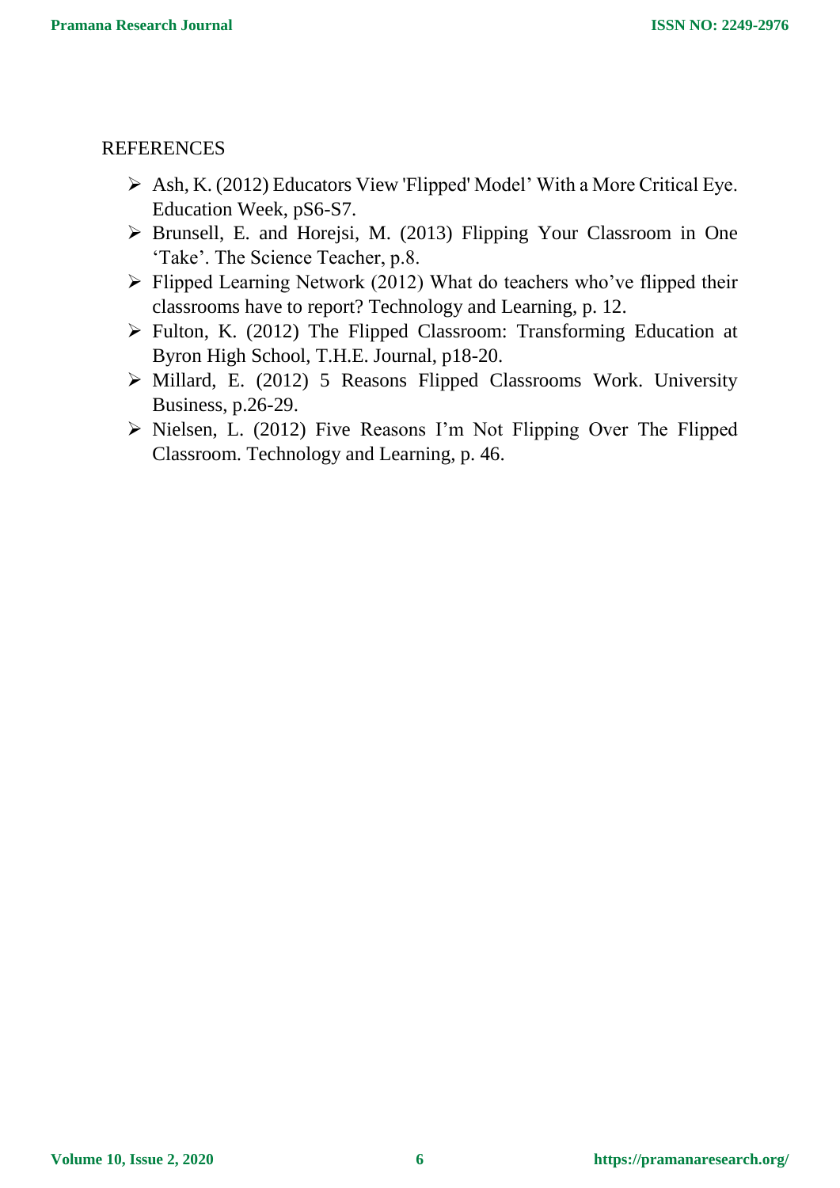## REFERENCES

- Ash, K. (2012) Educators View 'Flipped' Model' With a More Critical Eye. Education Week, pS6-S7.
- Brunsell, E. and Horejsi, M. (2013) Flipping Your Classroom in One 'Take'. The Science Teacher, p.8.
- Flipped Learning Network (2012) What do teachers who've flipped their classrooms have to report? Technology and Learning, p. 12.
- Fulton, K. (2012) The Flipped Classroom: Transforming Education at Byron High School, T.H.E. Journal, p18-20.
- Millard, E. (2012) 5 Reasons Flipped Classrooms Work. University Business, p.26-29.
- Nielsen, L. (2012) Five Reasons I'm Not Flipping Over The Flipped Classroom. Technology and Learning, p. 46.